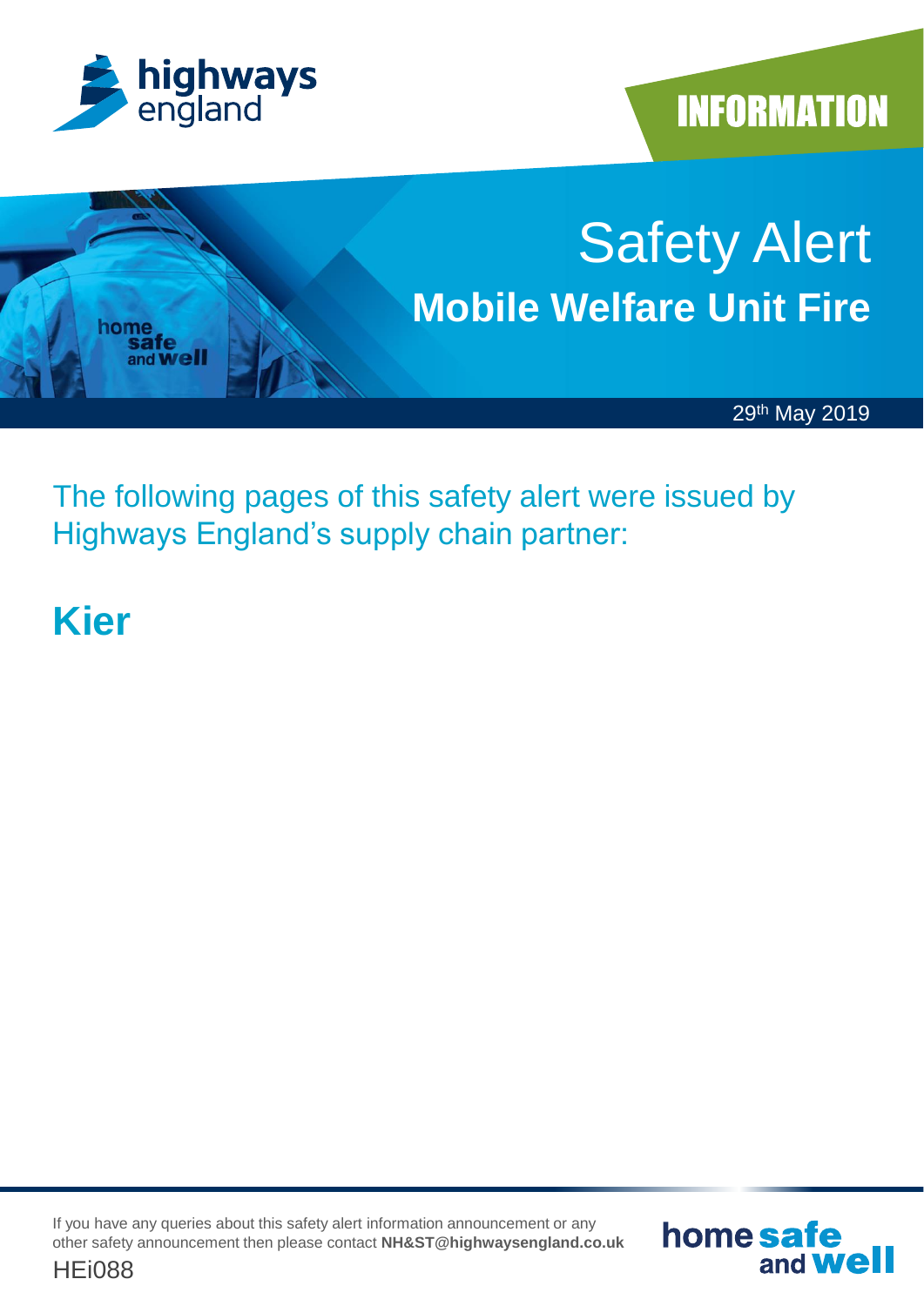highways england

INFORMATION

# Safety Alert

## Mobile Welfare Unit Fire

29th May 2019

The following pages of this safety alert were issued by Highways England's supply chain partner:

## Kier

If you have any queries about this safety alert information announcement or any other safety announcement then please contact **NH&ST@highwaysengland.co.uk**

HEi088

home safe and well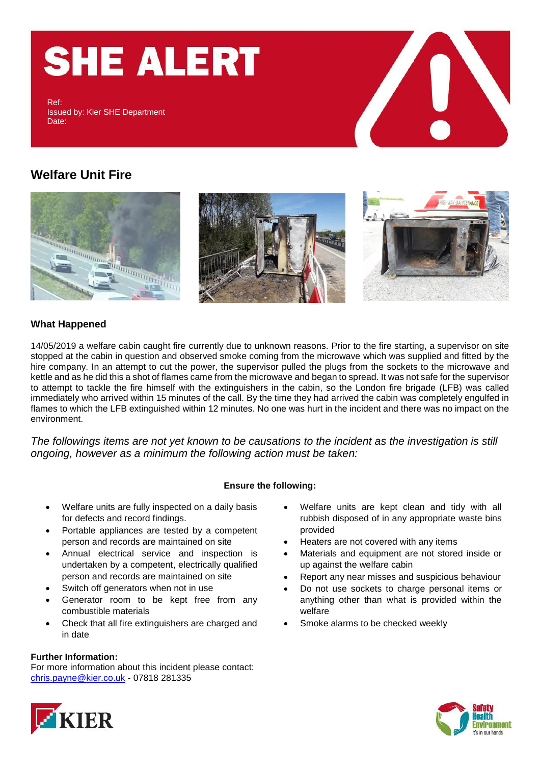# SHE ALERT

Ref:
Issued by: Kier SHE Department
Date:

## Welfare Unit Fire

### What Happened

14/05/2019 a welfare cabin caught fire currently due to unknown reasons. Prior to the fire starting, a supervisor on site stopped at the cabin in question and observed smoke coming from the microwave which was supplied and fitted by the hire company. In an attempt to cut the power, the supervisor pulled the plugs from the sockets to the microwave and kettle and as he did this a shot of flames came from the microwave and began to spread. It was not safe for the supervisor to attempt to tackle the fire himself with the extinguishers in the cabin, so the London fire brigade (LFB) was called immediately who arrived within 15 minutes of the call. By the time they had arrived the cabin was completely engulfed in flames to which the LFB extinguished within 12 minutes. No one was hurt in the incident and there was no impact on the environment.

*The followings items are not yet known to be causations to the incident as the investigation is still ongoing, however as a minimum the following action must be taken:*

**Ensure the following:**

- Welfare units are fully inspected on a daily basis for defects and record findings.
- Portable appliances are tested by a competent person and records are maintained on site
- Annual electrical service and inspection is undertaken by a competent, electrically qualified person and records are maintained on site
- Switch off generators when not in use
- Generator room to be kept free from any combustible materials
- Check that all fire extinguishers are charged and in date
- Welfare units are kept clean and tidy with all rubbish disposed of in any appropriate waste bins provided
- Heaters are not covered with any items
- Materials and equipment are not stored inside or up against the welfare cabin
- Report any near misses and suspicious behaviour
- Do not use sockets to charge personal items or anything other than what is provided within the welfare
- Smoke alarms to be checked weekly

**Further Information:**
For more information about this incident please contact:
chris.payne@kier.co.uk - 07818 281335